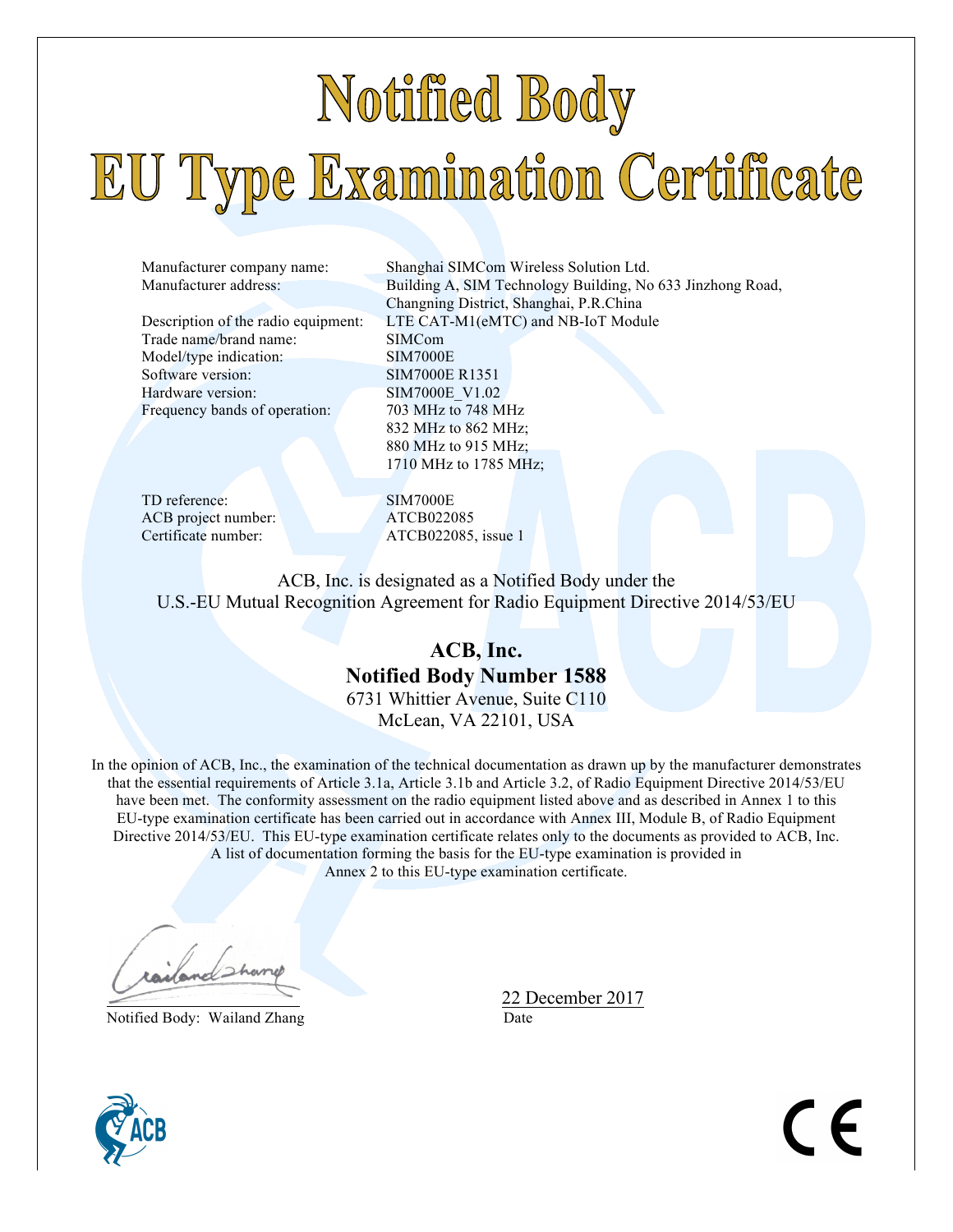# Notified Body

# EU Type Examination Certificate

| | |
|---|---|
| Manufacturer company name: | Shanghai SIMCom Wireless Solution Ltd. |
| Manufacturer address: | Building A, SIM Technology Building, No 633 Jinzhong Road, Changning District, Shanghai, P.R.China |
| Description of the radio equipment: | LTE CAT-M1(eMTC) and NB-IoT Module |
| Trade name/brand name: | SIMCom |
| Model/type indication: | SIM7000E |
| Software version: | SIM7000E R1351 |
| Hardware version: | SIM7000E_V1.02 |
| Frequency bands of operation: | 703 MHz to 748 MHz<br>832 MHz to 862 MHz;<br>880 MHz to 915 MHz;<br>1710 MHz to 1785 MHz; |
| TD reference: | SIM7000E |
| ACB project number: | ATCB022085 |
| Certificate number: | ATCB022085, issue 1 |

ACB, Inc. is designated as a Notified Body under the
U.S.-EU Mutual Recognition Agreement for Radio Equipment Directive 2014/53/EU

**ACB, Inc.**
**Notified Body Number 1588**
6731 Whittier Avenue, Suite C110
McLean, VA 22101, USA

In the opinion of ACB, Inc., the examination of the technical documentation as drawn up by the manufacturer demonstrates that the essential requirements of Article 3.1a, Article 3.1b and Article 3.2, of Radio Equipment Directive 2014/53/EU have been met. The conformity assessment on the radio equipment listed above and as described in Annex 1 to this EU-type examination certificate has been carried out in accordance with Annex III, Module B, of Radio Equipment Directive 2014/53/EU. This EU-type examination certificate relates only to the documents as provided to ACB, Inc. A list of documentation forming the basis for the EU-type examination is provided in Annex 2 to this EU-type examination certificate.

Notified Body: Wailand Zhang

22 December 2017
Date

CE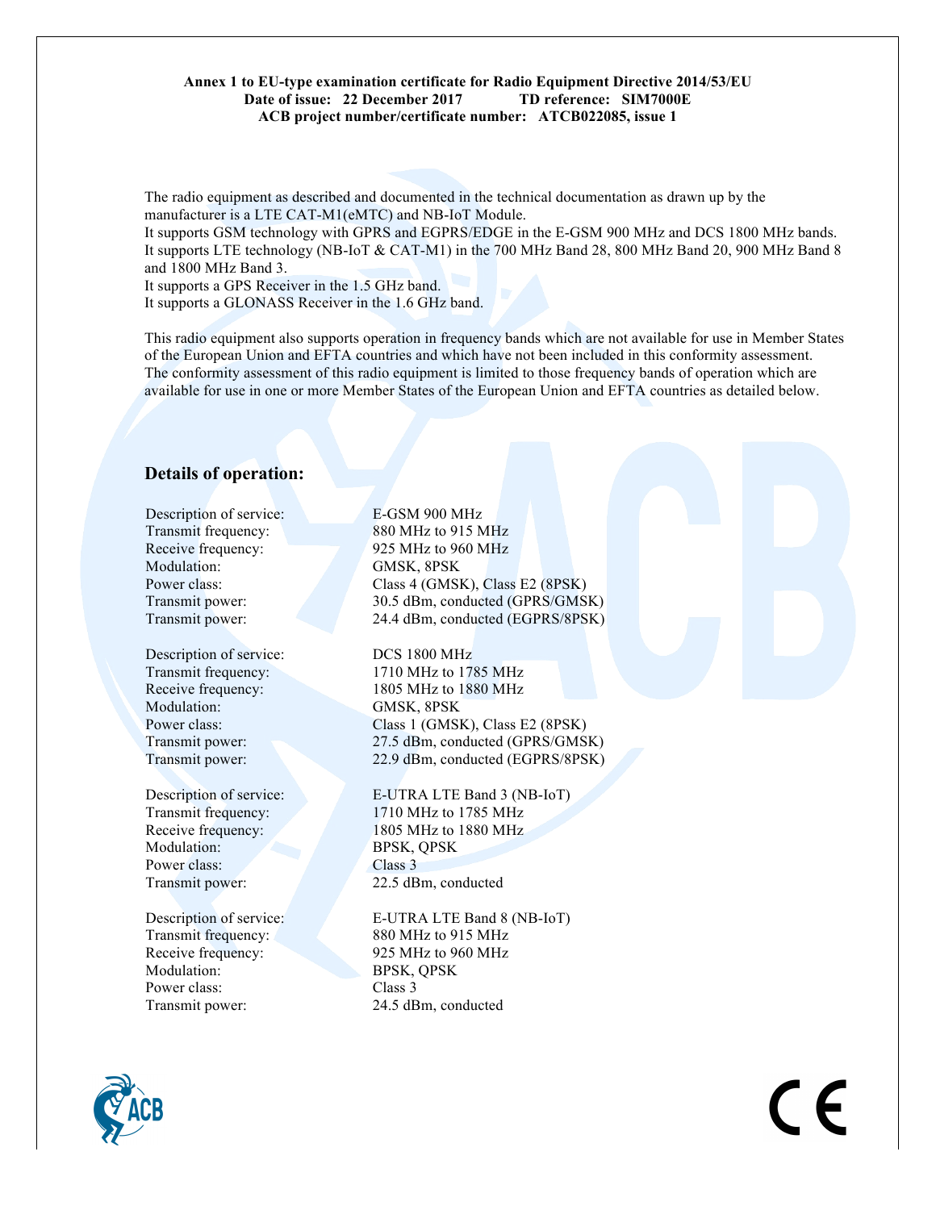**Annex 1 to EU-type examination certificate for Radio Equipment Directive 2014/53/EU**
**Date of issue: 22 December 2017 TD reference: SIM7000E**
**ACB project number/certificate number: ATCB022085, issue 1**

The radio equipment as described and documented in the technical documentation as drawn up by the manufacturer is a LTE CAT-M1(eMTC) and NB-IoT Module.
It supports GSM technology with GPRS and EGPRS/EDGE in the E-GSM 900 MHz and DCS 1800 MHz bands.
It supports LTE technology (NB-IoT & CAT-M1) in the 700 MHz Band 28, 800 MHz Band 20, 900 MHz Band 8 and 1800 MHz Band 3.
It supports a GPS Receiver in the 1.5 GHz band.
It supports a GLONASS Receiver in the 1.6 GHz band.

This radio equipment also supports operation in frequency bands which are not available for use in Member States of the European Union and EFTA countries and which have not been included in this conformity assessment. The conformity assessment of this radio equipment is limited to those frequency bands of operation which are available for use in one or more Member States of the European Union and EFTA countries as detailed below.

## Details of operation:

| | |
|---|---|
| Description of service: | E-GSM 900 MHz |
| Transmit frequency: | 880 MHz to 915 MHz |
| Receive frequency: | 925 MHz to 960 MHz |
| Modulation: | GMSK, 8PSK |
| Power class: | Class 4 (GMSK), Class E2 (8PSK) |
| Transmit power: | 30.5 dBm, conducted (GPRS/GMSK) |
| Transmit power: | 24.4 dBm, conducted (EGPRS/8PSK) |

| | |
|---|---|
| Description of service: | DCS 1800 MHz |
| Transmit frequency: | 1710 MHz to 1785 MHz |
| Receive frequency: | 1805 MHz to 1880 MHz |
| Modulation: | GMSK, 8PSK |
| Power class: | Class 1 (GMSK), Class E2 (8PSK) |
| Transmit power: | 27.5 dBm, conducted (GPRS/GMSK) |
| Transmit power: | 22.9 dBm, conducted (EGPRS/8PSK) |

| | |
|---|---|
| Description of service: | E-UTRA LTE Band 3 (NB-IoT) |
| Transmit frequency: | 1710 MHz to 1785 MHz |
| Receive frequency: | 1805 MHz to 1880 MHz |
| Modulation: | BPSK, QPSK |
| Power class: | Class 3 |
| Transmit power: | 22.5 dBm, conducted |

| | |
|---|---|
| Description of service: | E-UTRA LTE Band 8 (NB-IoT) |
| Transmit frequency: | 880 MHz to 915 MHz |
| Receive frequency: | 925 MHz to 960 MHz |
| Modulation: | BPSK, QPSK |
| Power class: | Class 3 |
| Transmit power: | 24.5 dBm, conducted |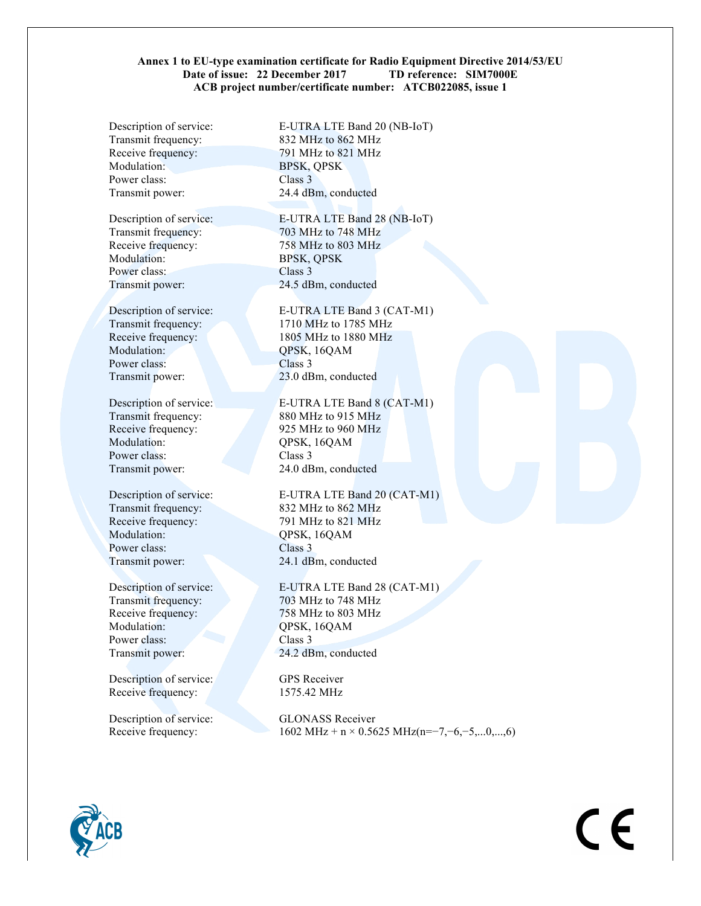**Annex 1 to EU-type examination certificate for Radio Equipment Directive 2014/53/EU**
**Date of issue: 22 December 2017 TD reference: SIM7000E**
**ACB project number/certificate number: ATCB022085, issue 1**

| | |
|---|---|
| Description of service: | E-UTRA LTE Band 20 (NB-IoT) |
| Transmit frequency: | 832 MHz to 862 MHz |
| Receive frequency: | 791 MHz to 821 MHz |
| Modulation: | BPSK, QPSK |
| Power class: | Class 3 |
| Transmit power: | 24.4 dBm, conducted |

| | |
|---|---|
| Description of service: | E-UTRA LTE Band 28 (NB-IoT) |
| Transmit frequency: | 703 MHz to 748 MHz |
| Receive frequency: | 758 MHz to 803 MHz |
| Modulation: | BPSK, QPSK |
| Power class: | Class 3 |
| Transmit power: | 24.5 dBm, conducted |

| | |
|---|---|
| Description of service: | E-UTRA LTE Band 3 (CAT-M1) |
| Transmit frequency: | 1710 MHz to 1785 MHz |
| Receive frequency: | 1805 MHz to 1880 MHz |
| Modulation: | QPSK, 16QAM |
| Power class: | Class 3 |
| Transmit power: | 23.0 dBm, conducted |

| | |
|---|---|
| Description of service: | E-UTRA LTE Band 8 (CAT-M1) |
| Transmit frequency: | 880 MHz to 915 MHz |
| Receive frequency: | 925 MHz to 960 MHz |
| Modulation: | QPSK, 16QAM |
| Power class: | Class 3 |
| Transmit power: | 24.0 dBm, conducted |

| | |
|---|---|
| Description of service: | E-UTRA LTE Band 20 (CAT-M1) |
| Transmit frequency: | 832 MHz to 862 MHz |
| Receive frequency: | 791 MHz to 821 MHz |
| Modulation: | QPSK, 16QAM |
| Power class: | Class 3 |
| Transmit power: | 24.1 dBm, conducted |

| | |
|---|---|
| Description of service: | E-UTRA LTE Band 28 (CAT-M1) |
| Transmit frequency: | 703 MHz to 748 MHz |
| Receive frequency: | 758 MHz to 803 MHz |
| Modulation: | QPSK, 16QAM |
| Power class: | Class 3 |
| Transmit power: | 24.2 dBm, conducted |

| | |
|---|---|
| Description of service: | GPS Receiver |
| Receive frequency: | 1575.42 MHz |

| | |
|---|---|
| Description of service: | GLONASS Receiver |
| Receive frequency: | 1602 MHz + n × 0.5625 MHz(n=−7,−6,−5,...0,...,6) |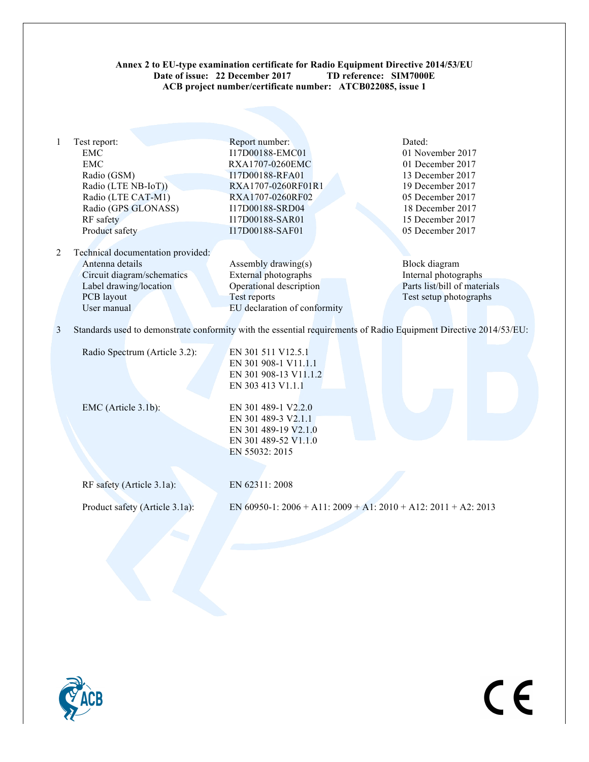**Annex 2 to EU-type examination certificate for Radio Equipment Directive 2014/53/EU**
**Date of issue: 22 December 2017 TD reference: SIM7000E**
**ACB project number/certificate number: ATCB022085, issue 1**

1 Test report:

| Test report | Report number: | Dated: |
|---|---|---|
| EMC | I17D00188-EMC01 | 01 November 2017 |
| EMC | RXA1707-0260EMC | 01 December 2017 |
| Radio (GSM) | I17D00188-RFA01 | 13 December 2017 |
| Radio (LTE NB-IoT)) | RXA1707-0260RF01R1 | 19 December 2017 |
| Radio (LTE CAT-M1) | RXA1707-0260RF02 | 05 December 2017 |
| Radio (GPS GLONASS) | I17D00188-SRD04 | 18 December 2017 |
| RF safety | I17D00188-SAR01 | 15 December 2017 |
| Product safety | I17D00188-SAF01 | 05 December 2017 |

2 Technical documentation provided:

| | | |
|---|---|---|
| Antenna details | Assembly drawing(s) | Block diagram |
| Circuit diagram/schematics | External photographs | Internal photographs |
| Label drawing/location | Operational description | Parts list/bill of materials |
| PCB layout | Test reports | Test setup photographs |
| User manual | EU declaration of conformity | |

3 Standards used to demonstrate conformity with the essential requirements of Radio Equipment Directive 2014/53/EU:

Radio Spectrum (Article 3.2):
- EN 301 511 V12.5.1
- EN 301 908-1 V11.1.1
- EN 301 908-13 V11.1.2
- EN 303 413 V1.1.1

EMC (Article 3.1b):
- EN 301 489-1 V2.2.0
- EN 301 489-3 V2.1.1
- EN 301 489-19 V2.1.0
- EN 301 489-52 V1.1.0
- EN 55032: 2015

RF safety (Article 3.1a): EN 62311: 2008

Product safety (Article 3.1a): EN 60950-1: 2006 + A11: 2009 + A1: 2010 + A12: 2011 + A2: 2013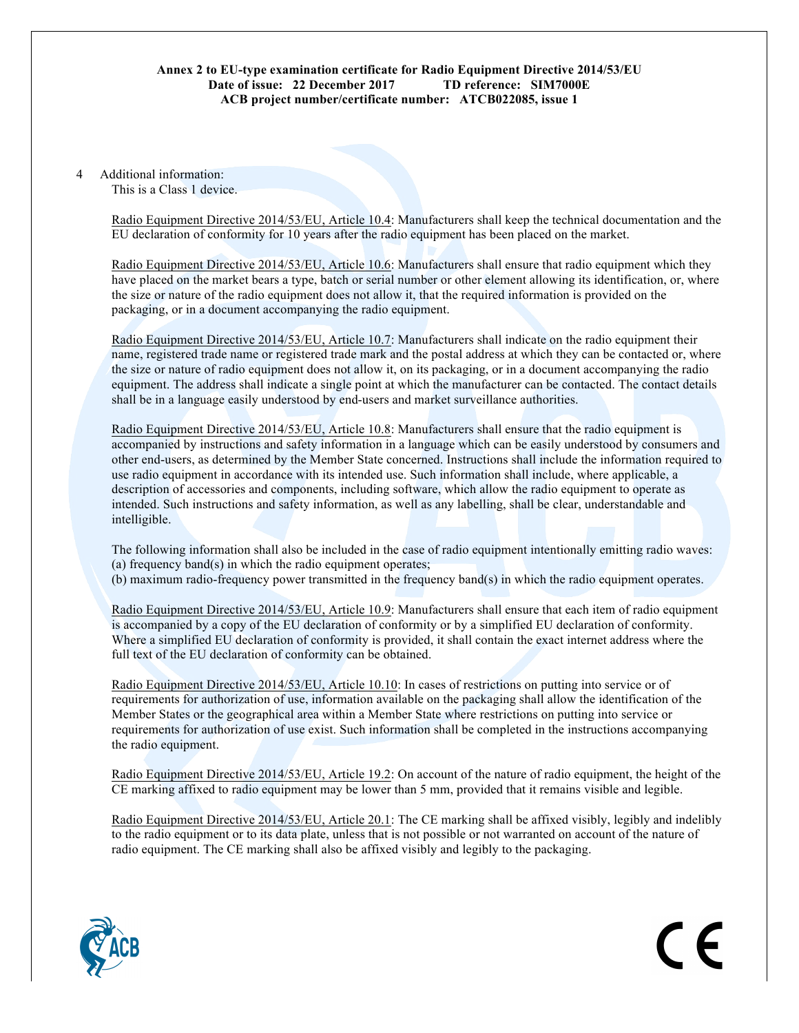**Annex 2 to EU-type examination certificate for Radio Equipment Directive 2014/53/EU**
**Date of issue: 22 December 2017 TD reference: SIM7000E**
**ACB project number/certificate number: ATCB022085, issue 1**

4 Additional information:
This is a Class 1 device.

Radio Equipment Directive 2014/53/EU, Article 10.4: Manufacturers shall keep the technical documentation and the EU declaration of conformity for 10 years after the radio equipment has been placed on the market.

Radio Equipment Directive 2014/53/EU, Article 10.6: Manufacturers shall ensure that radio equipment which they have placed on the market bears a type, batch or serial number or other element allowing its identification, or, where the size or nature of the radio equipment does not allow it, that the required information is provided on the packaging, or in a document accompanying the radio equipment.

Radio Equipment Directive 2014/53/EU, Article 10.7: Manufacturers shall indicate on the radio equipment their name, registered trade name or registered trade mark and the postal address at which they can be contacted or, where the size or nature of radio equipment does not allow it, on its packaging, or in a document accompanying the radio equipment. The address shall indicate a single point at which the manufacturer can be contacted. The contact details shall be in a language easily understood by end-users and market surveillance authorities.

Radio Equipment Directive 2014/53/EU, Article 10.8: Manufacturers shall ensure that the radio equipment is accompanied by instructions and safety information in a language which can be easily understood by consumers and other end-users, as determined by the Member State concerned. Instructions shall include the information required to use radio equipment in accordance with its intended use. Such information shall include, where applicable, a description of accessories and components, including software, which allow the radio equipment to operate as intended. Such instructions and safety information, as well as any labelling, shall be clear, understandable and intelligible.

The following information shall also be included in the case of radio equipment intentionally emitting radio waves:
(a) frequency band(s) in which the radio equipment operates;
(b) maximum radio-frequency power transmitted in the frequency band(s) in which the radio equipment operates.

Radio Equipment Directive 2014/53/EU, Article 10.9: Manufacturers shall ensure that each item of radio equipment is accompanied by a copy of the EU declaration of conformity or by a simplified EU declaration of conformity. Where a simplified EU declaration of conformity is provided, it shall contain the exact internet address where the full text of the EU declaration of conformity can be obtained.

Radio Equipment Directive 2014/53/EU, Article 10.10: In cases of restrictions on putting into service or of requirements for authorization of use, information available on the packaging shall allow the identification of the Member States or the geographical area within a Member State where restrictions on putting into service or requirements for authorization of use exist. Such information shall be completed in the instructions accompanying the radio equipment.

Radio Equipment Directive 2014/53/EU, Article 19.2: On account of the nature of radio equipment, the height of the CE marking affixed to radio equipment may be lower than 5 mm, provided that it remains visible and legible.

Radio Equipment Directive 2014/53/EU, Article 20.1: The CE marking shall be affixed visibly, legibly and indelibly to the radio equipment or to its data plate, unless that is not possible or not warranted on account of the nature of radio equipment. The CE marking shall also be affixed visibly and legibly to the packaging.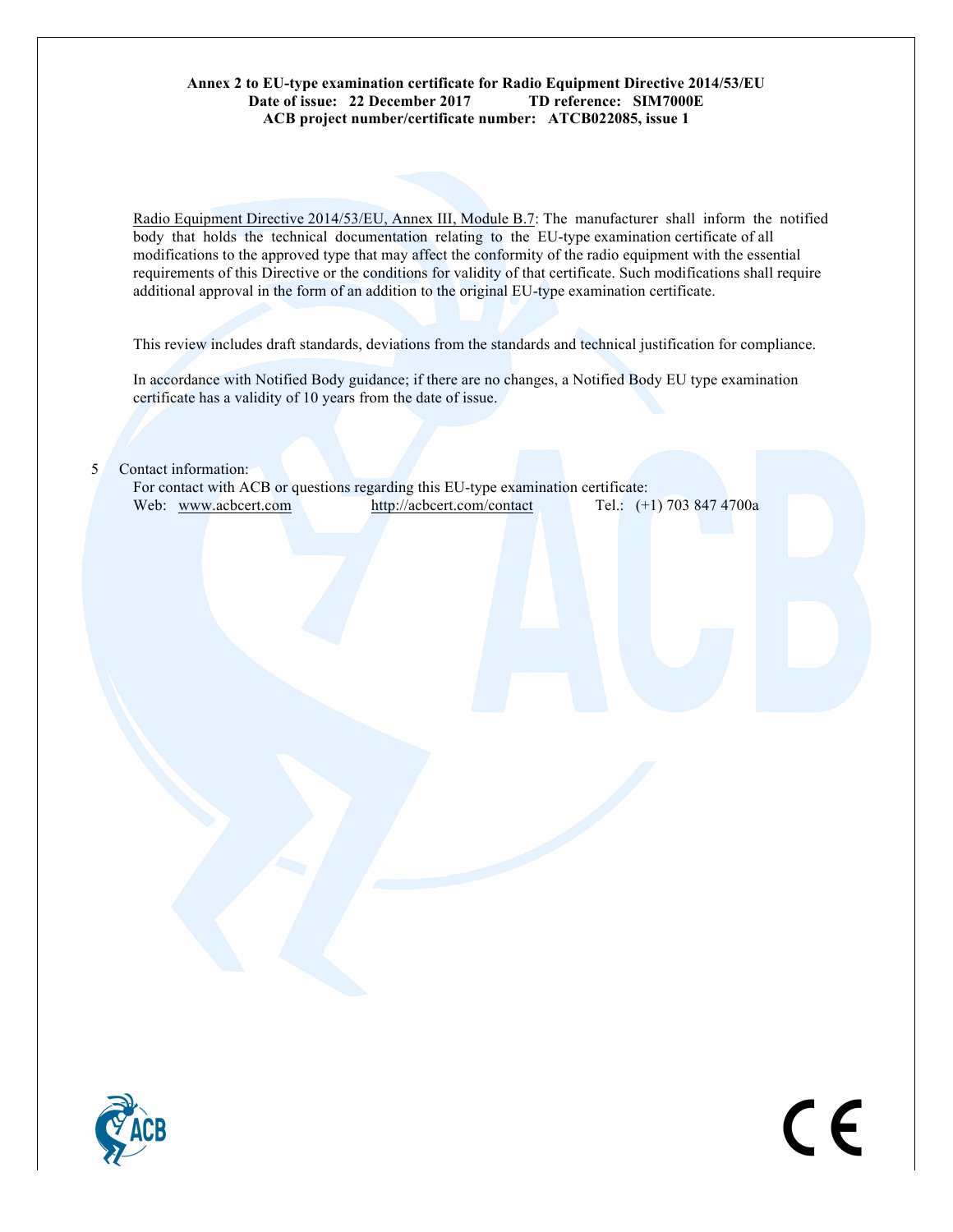**Annex 2 to EU-type examination certificate for Radio Equipment Directive 2014/53/EU**
**Date of issue: 22 December 2017 TD reference: SIM7000E**
**ACB project number/certificate number: ATCB022085, issue 1**

Radio Equipment Directive 2014/53/EU, Annex III, Module B.7: The manufacturer shall inform the notified body that holds the technical documentation relating to the EU-type examination certificate of all modifications to the approved type that may affect the conformity of the radio equipment with the essential requirements of this Directive or the conditions for validity of that certificate. Such modifications shall require additional approval in the form of an addition to the original EU-type examination certificate.

This review includes draft standards, deviations from the standards and technical justification for compliance.

In accordance with Notified Body guidance; if there are no changes, a Notified Body EU type examination certificate has a validity of 10 years from the date of issue.

5 Contact information:

For contact with ACB or questions regarding this EU-type examination certificate:

Web: www.acbcert.com http://acbcert.com/contact Tel.: (+1) 703 847 4700a